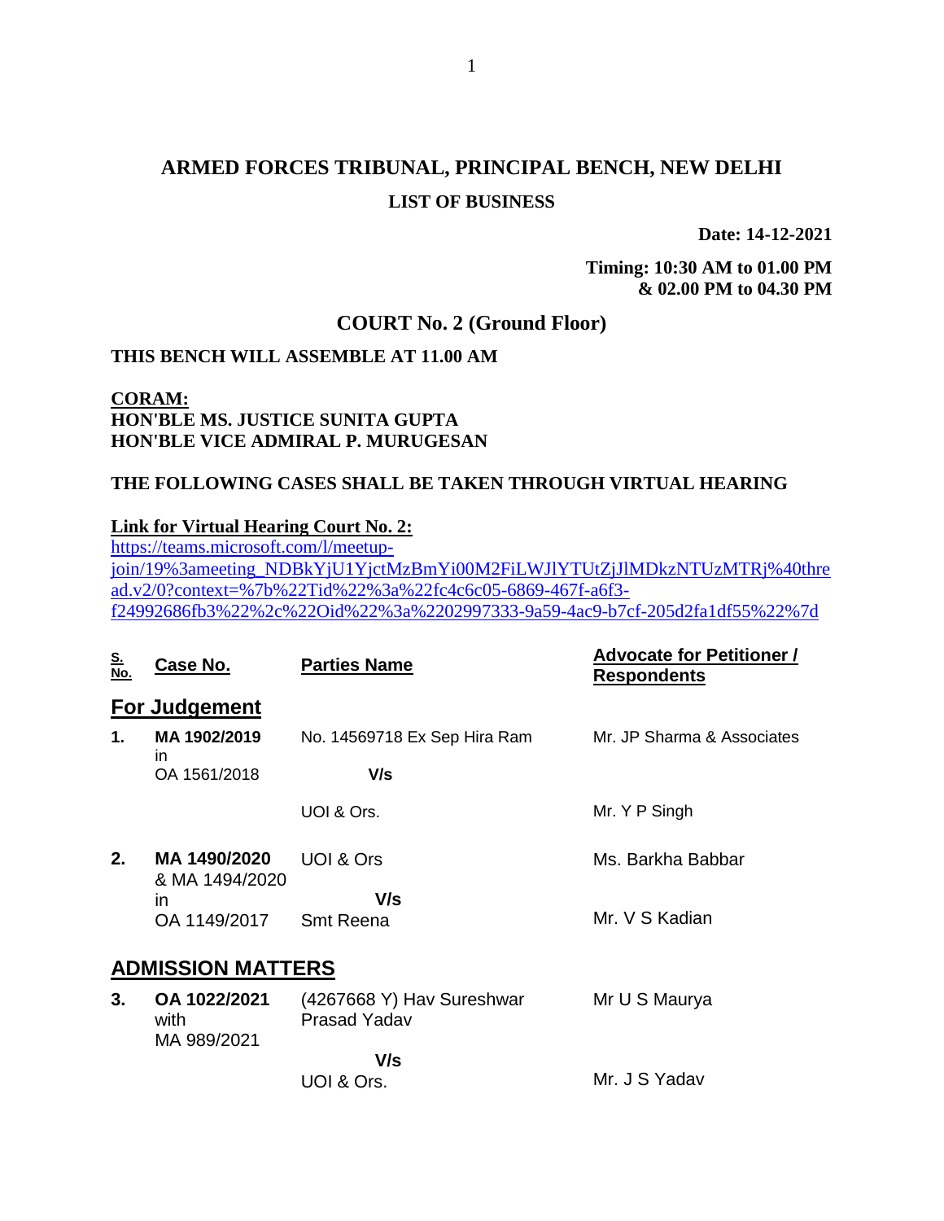# ARMED FORCES TRIBUNAL, PRINCIPAL BENCH, NEW DELHI

## LIST OF BUSINESS

**Date: 14-12-2021**

**Timing: 10:30 AM to 01.00 PM**
**& 02.00 PM to 04.30 PM**

## COURT No. 2 (Ground Floor)

**THIS BENCH WILL ASSEMBLE AT 11.00 AM**

**CORAM:**
**HON'BLE MS. JUSTICE SUNITA GUPTA**
**HON'BLE VICE ADMIRAL P. MURUGESAN**

**THE FOLLOWING CASES SHALL BE TAKEN THROUGH VIRTUAL HEARING**

**Link for Virtual Hearing Court No. 2:**
https://teams.microsoft.com/l/meetup-join/19%3ameeting_NDBkYjU1YjctMzBmYi00M2FiLWJlYTUtZjJlMDkzNTUzMTRj%40thread.v2/0?context=%7b%22Tid%22%3a%22fc4c6c05-6869-467f-a6f3-f24992686fb3%22%2c%22Oid%22%3a%2202997333-9a59-4ac9-b7cf-205d2fa1df55%22%7d

| S. No. | Case No. | Parties Name | Advocate for Petitioner / Respondents |
|---|---|---|---|
| **For Judgement** | | | |
| **1.** | **MA 1902/2019** in OA 1561/2018 | No. 14569718 Ex Sep Hira Ram **V/s** UOI & Ors. | Mr. JP Sharma & Associates / Mr. Y P Singh |
| **2.** | **MA 1490/2020** & MA 1494/2020 in OA 1149/2017 | UOI & Ors **V/s** Smt Reena | Ms. Barkha Babbar / Mr. V S Kadian |
| **ADMISSION MATTERS** | | | |
| **3.** | **OA 1022/2021** with MA 989/2021 | (4267668 Y) Hav Sureshwar Prasad Yadav **V/s** UOI & Ors. | Mr U S Maurya / Mr. J S Yadav |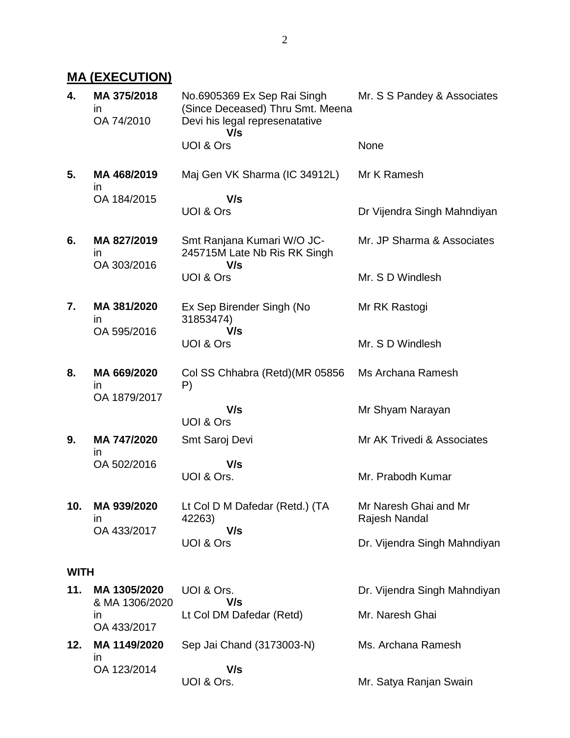## MA (EXECUTION)

| | | | |
|---|---|---|---|
| **4.** | **MA 375/2018** in OA 74/2010 | No.6905369 Ex Sep Rai Singh (Since Deceased) Thru Smt. Meena Devi his legal represenatative **V/s** UOI & Ors | Mr. S S Pandey & Associates<br><br>None |
| **5.** | **MA 468/2019** in OA 184/2015 | Maj Gen VK Sharma (IC 34912L) **V/s** UOI & Ors | Mr K Ramesh<br><br>Dr Vijendra Singh Mahndiyan |
| **6.** | **MA 827/2019** in OA 303/2016 | Smt Ranjana Kumari W/O JC-245715M Late Nb Ris RK Singh **V/s** UOI & Ors | Mr. JP Sharma & Associates<br><br>Mr. S D Windlesh |
| **7.** | **MA 381/2020** in OA 595/2016 | Ex Sep Birender Singh (No 31853474) **V/s** UOI & Ors | Mr RK Rastogi<br><br>Mr. S D Windlesh |
| **8.** | **MA 669/2020** in OA 1879/2017 | Col SS Chhabra (Retd)(MR 05856 P) **V/s** UOI & Ors | Ms Archana Ramesh<br><br>Mr Shyam Narayan |
| **9.** | **MA 747/2020** in OA 502/2016 | Smt Saroj Devi **V/s** UOI & Ors. | Mr AK Trivedi & Associates<br><br>Mr. Prabodh Kumar |
| **10.** | **MA 939/2020** in OA 433/2017 | Lt Col D M Dafedar (Retd.) (TA 42263) **V/s** UOI & Ors | Mr Naresh Ghai and Mr Rajesh Nandal<br><br>Dr. Vijendra Singh Mahndiyan |

**WITH**

| | | | |
|---|---|---|---|
| **11.** | **MA 1305/2020** & MA 1306/2020 in OA 433/2017 | UOI & Ors. **V/s** Lt Col DM Dafedar (Retd) | Dr. Vijendra Singh Mahndiyan<br><br>Mr. Naresh Ghai |
| **12.** | **MA 1149/2020** in OA 123/2014 | Sep Jai Chand (3173003-N) **V/s** UOI & Ors. | Ms. Archana Ramesh<br><br>Mr. Satya Ranjan Swain |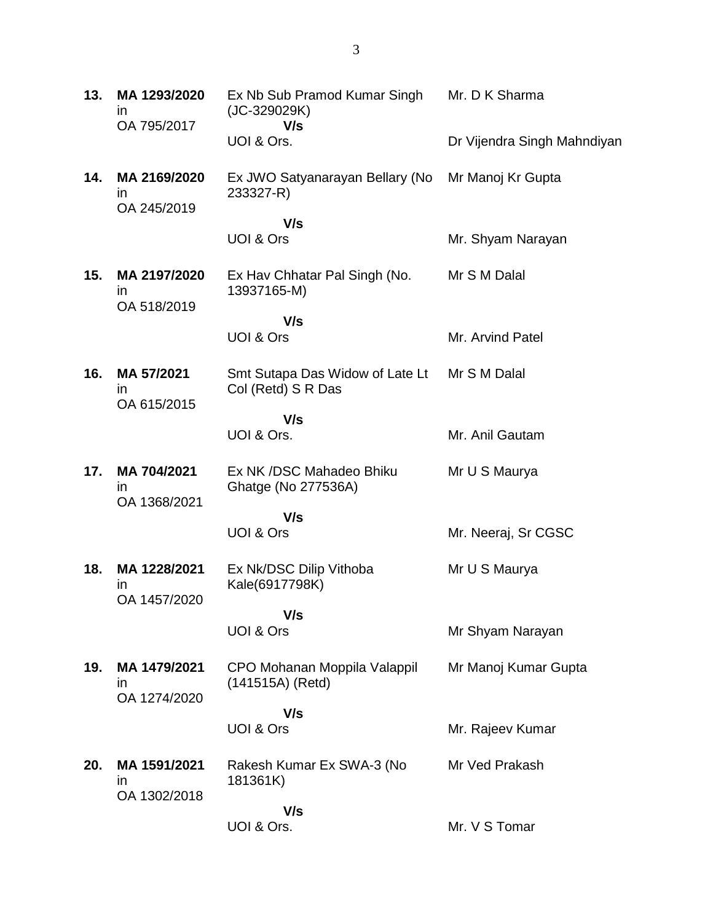| | | | |
|---|---|---|---|
| **13.** | **MA 1293/2020** in OA 795/2017 | Ex Nb Sub Pramod Kumar Singh (JC-329029K) **V/s** UOI & Ors. | Mr. D K Sharma<br><br>Dr Vijendra Singh Mahndiyan |
| **14.** | **MA 2169/2020** in OA 245/2019 | Ex JWO Satyanarayan Bellary (No 233327-R) **V/s** UOI & Ors | Mr Manoj Kr Gupta<br><br>Mr. Shyam Narayan |
| **15.** | **MA 2197/2020** in OA 518/2019 | Ex Hav Chhatar Pal Singh (No. 13937165-M) **V/s** UOI & Ors | Mr S M Dalal<br><br>Mr. Arvind Patel |
| **16.** | **MA 57/2021** in OA 615/2015 | Smt Sutapa Das Widow of Late Lt Col (Retd) S R Das **V/s** UOI & Ors. | Mr S M Dalal<br><br>Mr. Anil Gautam |
| **17.** | **MA 704/2021** in OA 1368/2021 | Ex NK /DSC Mahadeo Bhiku Ghatge (No 277536A) **V/s** UOI & Ors | Mr U S Maurya<br><br>Mr. Neeraj, Sr CGSC |
| **18.** | **MA 1228/2021** in OA 1457/2020 | Ex Nk/DSC Dilip Vithoba Kale(6917798K) **V/s** UOI & Ors | Mr U S Maurya<br><br>Mr Shyam Narayan |
| **19.** | **MA 1479/2021** in OA 1274/2020 | CPO Mohanan Moppila Valappil (141515A) (Retd) **V/s** UOI & Ors | Mr Manoj Kumar Gupta<br><br>Mr. Rajeev Kumar |
| **20.** | **MA 1591/2021** in OA 1302/2018 | Rakesh Kumar Ex SWA-3 (No 181361K) **V/s** UOI & Ors. | Mr Ved Prakash<br><br>Mr. V S Tomar |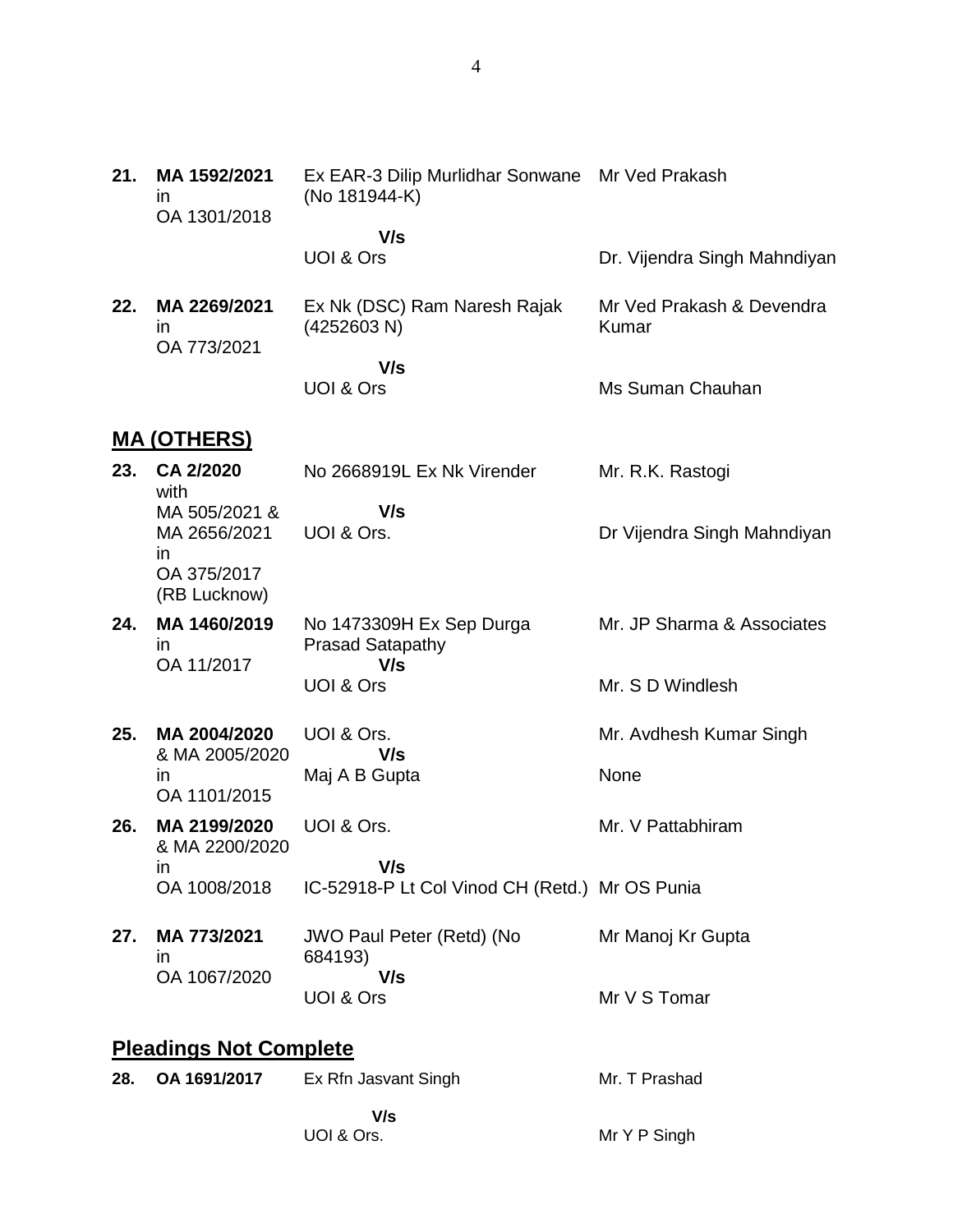| | | | |
|---|---|---|---|
| **21.** | **MA 1592/2021** in OA 1301/2018 | Ex EAR-3 Dilip Murlidhar Sonwane (No 181944-K) | Mr Ved Prakash |
| | | **V/s** | |
| | | UOI & Ors | Dr. Vijendra Singh Mahndiyan |
| **22.** | **MA 2269/2021** in OA 773/2021 | Ex Nk (DSC) Ram Naresh Rajak (4252603 N) | Mr Ved Prakash & Devendra Kumar |
| | | **V/s** | |
| | | UOI & Ors | Ms Suman Chauhan |

## MA (OTHERS)

| | | | |
|---|---|---|---|
| **23.** | **CA 2/2020** with MA 505/2021 & MA 2656/2021 in OA 375/2017 (RB Lucknow) | No 2668919L Ex Nk Virender | Mr. R.K. Rastogi |
| | | **V/s** | |
| | | UOI & Ors. | Dr Vijendra Singh Mahndiyan |
| **24.** | **MA 1460/2019** in OA 11/2017 | No 1473309H Ex Sep Durga Prasad Satapathy | Mr. JP Sharma & Associates |
| | | **V/s** | |
| | | UOI & Ors | Mr. S D Windlesh |
| **25.** | **MA 2004/2020** & MA 2005/2020 in OA 1101/2015 | UOI & Ors. | Mr. Avdhesh Kumar Singh |
| | | **V/s** | |
| | | Maj A B Gupta | None |
| **26.** | **MA 2199/2020** & MA 2200/2020 in OA 1008/2018 | UOI & Ors. | Mr. V Pattabhiram |
| | | **V/s** | |
| | | IC-52918-P Lt Col Vinod CH (Retd.) | Mr OS Punia |
| **27.** | **MA 773/2021** in OA 1067/2020 | JWO Paul Peter (Retd) (No 684193) | Mr Manoj Kr Gupta |
| | | **V/s** | |
| | | UOI & Ors | Mr V S Tomar |

## Pleadings Not Complete

| | | | |
|---|---|---|---|
| **28.** | **OA 1691/2017** | Ex Rfn Jasvant Singh | Mr. T Prashad |
| | | **V/s** | |
| | | UOI & Ors. | Mr Y P Singh |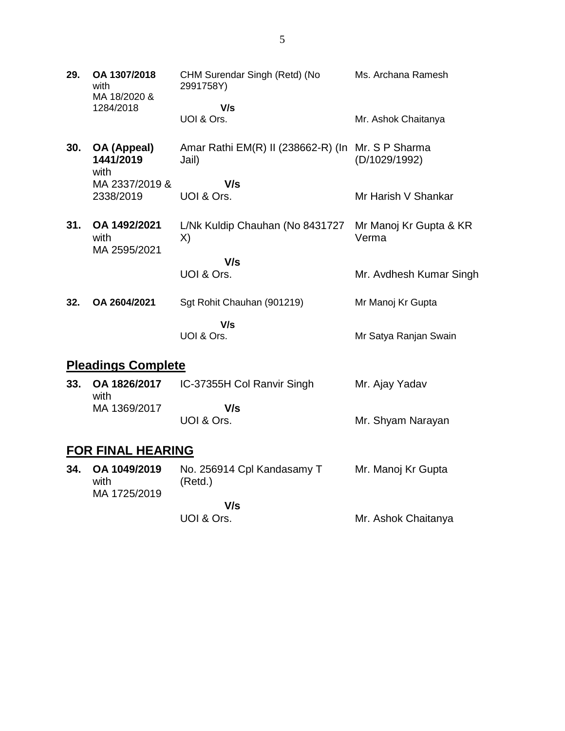| | | | |
|---|---|---|---|
| **29.** | **OA 1307/2018** with MA 18/2020 & 1284/2018 | CHM Surendar Singh (Retd) (No 2991758Y)<br>**V/s**<br>UOI & Ors. | Ms. Archana Ramesh<br><br>Mr. Ashok Chaitanya |
| **30.** | **OA (Appeal) 1441/2019** with MA 2337/2019 & 2338/2019 | Amar Rathi EM(R) II (238662-R) (In Jail)<br>**V/s**<br>UOI & Ors. | Mr. S P Sharma (D/1029/1992)<br><br>Mr Harish V Shankar |
| **31.** | **OA 1492/2021** with MA 2595/2021 | L/Nk Kuldip Chauhan (No 8431727 X)<br>**V/s**<br>UOI & Ors. | Mr Manoj Kr Gupta & KR Verma<br><br>Mr. Avdhesh Kumar Singh |
| **32.** | **OA 2604/2021** | Sgt Rohit Chauhan (901219)<br>**V/s**<br>UOI & Ors. | Mr Manoj Kr Gupta<br><br>Mr Satya Ranjan Swain |

## Pleadings Complete

| | | | |
|---|---|---|---|
| **33.** | **OA 1826/2017** with MA 1369/2017 | IC-37355H Col Ranvir Singh<br>**V/s**<br>UOI & Ors. | Mr. Ajay Yadav<br><br>Mr. Shyam Narayan |

## FOR FINAL HEARING

| | | | |
|---|---|---|---|
| **34.** | **OA 1049/2019** with MA 1725/2019 | No. 256914 Cpl Kandasamy T (Retd.)<br>**V/s**<br>UOI & Ors. | Mr. Manoj Kr Gupta<br><br>Mr. Ashok Chaitanya |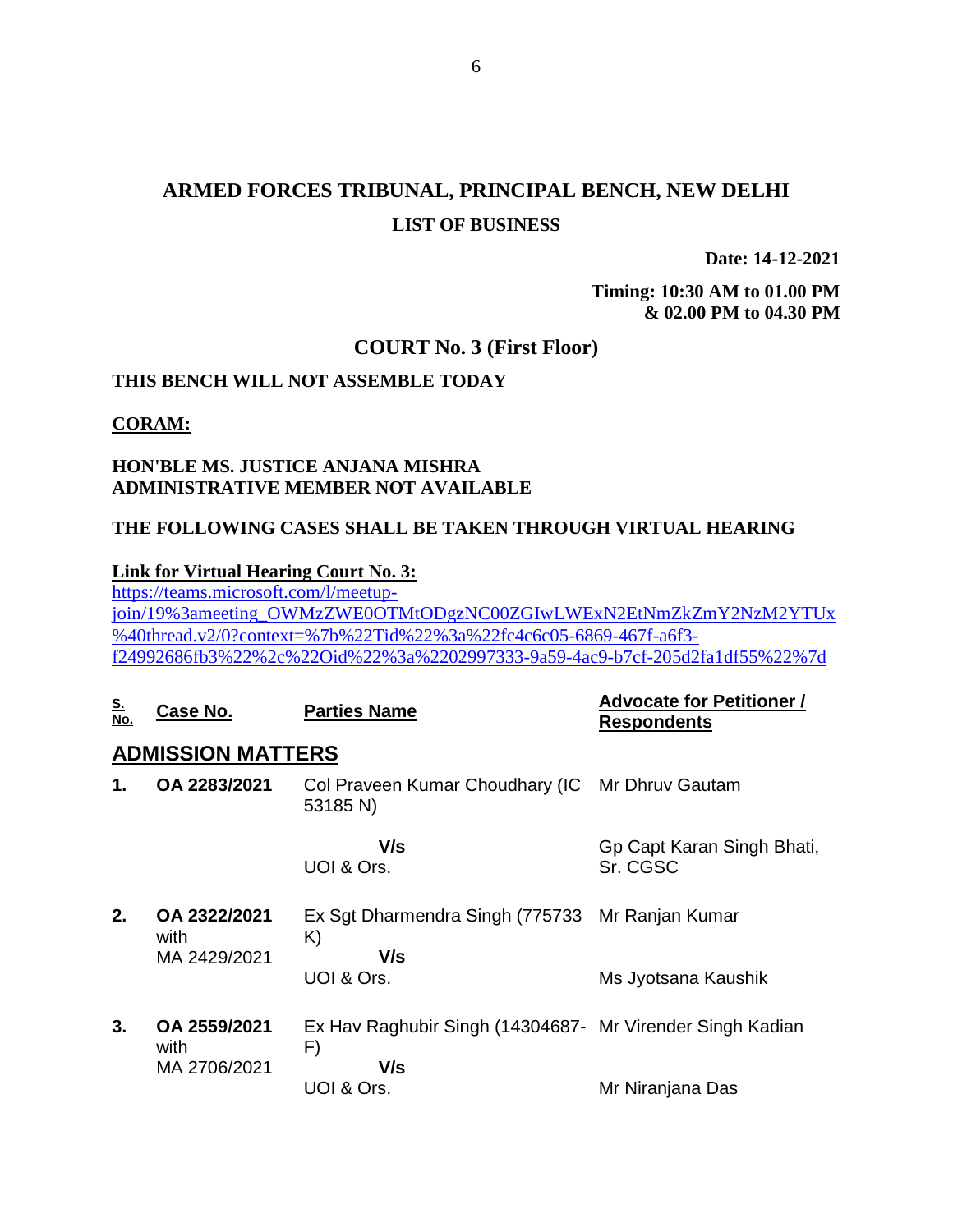# ARMED FORCES TRIBUNAL, PRINCIPAL BENCH, NEW DELHI

## LIST OF BUSINESS

**Date: 14-12-2021**

**Timing: 10:30 AM to 01.00 PM & 02.00 PM to 04.30 PM**

## COURT No. 3 (First Floor)

**THIS BENCH WILL NOT ASSEMBLE TODAY**

**CORAM:**

**HON'BLE MS. JUSTICE ANJANA MISHRA**
**ADMINISTRATIVE MEMBER NOT AVAILABLE**

**THE FOLLOWING CASES SHALL BE TAKEN THROUGH VIRTUAL HEARING**

**Link for Virtual Hearing Court No. 3:**
https://teams.microsoft.com/l/meetup-join/19%3ameeting_OWMzZWE0OTMtODgzNC00ZGIwLWExN2EtNmZkZmY2NzM2YTUx%40thread.v2/0?context=%7b%22Tid%22%3a%22fc4c6c05-6869-467f-a6f3-f24992686fb3%22%2c%22Oid%22%3a%2202997333-9a59-4ac9-b7cf-205d2fa1df55%22%7d

| S. No. | Case No. | Parties Name | Advocate for Petitioner / Respondents |
|---|---|---|---|
| **ADMISSION MATTERS** | | | |
| **1.** | **OA 2283/2021** | Col Praveen Kumar Choudhary (IC 53185 N) | Mr Dhruv Gautam |
| | | V/s UOI & Ors. | Gp Capt Karan Singh Bhati, Sr. CGSC |
| **2.** | **OA 2322/2021** with MA 2429/2021 | Ex Sgt Dharmendra Singh (775733 K) | Mr Ranjan Kumar |
| | | V/s UOI & Ors. | Ms Jyotsana Kaushik |
| **3.** | **OA 2559/2021** with MA 2706/2021 | Ex Hav Raghubir Singh (14304687-F) | Mr Virender Singh Kadian |
| | | V/s UOI & Ors. | Mr Niranjana Das |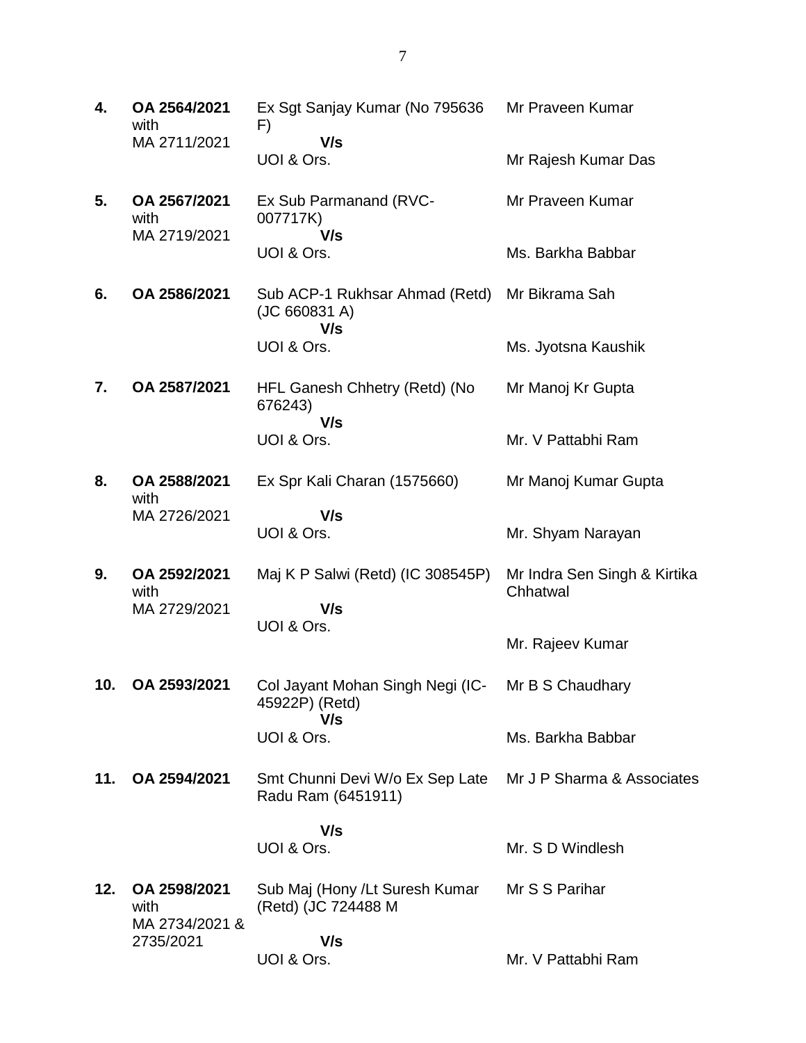| | | | |
|---|---|---|---|
| **4.** | **OA 2564/2021** with MA 2711/2021 | Ex Sgt Sanjay Kumar (No 795636 F) **V/s** UOI & Ors. | Mr Praveen Kumar<br><br>Mr Rajesh Kumar Das |
| **5.** | **OA 2567/2021** with MA 2719/2021 | Ex Sub Parmanand (RVC-007717K) **V/s** UOI & Ors. | Mr Praveen Kumar<br><br>Ms. Barkha Babbar |
| **6.** | **OA 2586/2021** | Sub ACP-1 Rukhsar Ahmad (Retd) (JC 660831 A) **V/s** UOI & Ors. | Mr Bikrama Sah<br><br>Ms. Jyotsna Kaushik |
| **7.** | **OA 2587/2021** | HFL Ganesh Chhetry (Retd) (No 676243) **V/s** UOI & Ors. | Mr Manoj Kr Gupta<br><br>Mr. V Pattabhi Ram |
| **8.** | **OA 2588/2021** with MA 2726/2021 | Ex Spr Kali Charan (1575660) **V/s** UOI & Ors. | Mr Manoj Kumar Gupta<br><br>Mr. Shyam Narayan |
| **9.** | **OA 2592/2021** with MA 2729/2021 | Maj K P Salwi (Retd) (IC 308545P) **V/s** UOI & Ors. | Mr Indra Sen Singh & Kirtika Chhatwal<br><br>Mr. Rajeev Kumar |
| **10.** | **OA 2593/2021** | Col Jayant Mohan Singh Negi (IC-45922P) (Retd) **V/s** UOI & Ors. | Mr B S Chaudhary<br><br>Ms. Barkha Babbar |
| **11.** | **OA 2594/2021** | Smt Chunni Devi W/o Ex Sep Late Radu Ram (6451911) **V/s** UOI & Ors. | Mr J P Sharma & Associates<br><br>Mr. S D Windlesh |
| **12.** | **OA 2598/2021** with MA 2734/2021 & 2735/2021 | Sub Maj (Hony /Lt Suresh Kumar (Retd) (JC 724488 M **V/s** UOI & Ors. | Mr S S Parihar<br><br>Mr. V Pattabhi Ram |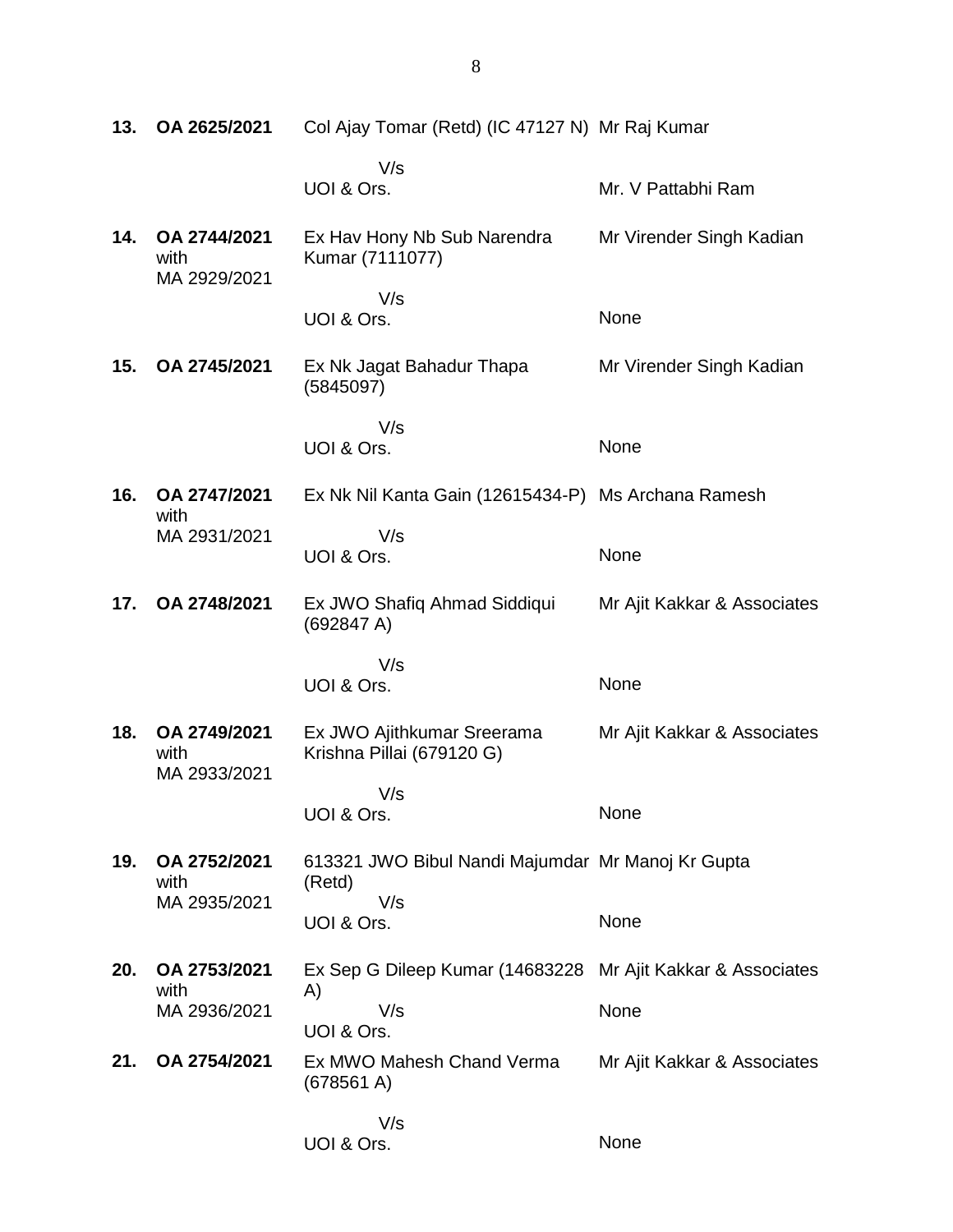| | | | |
|---|---|---|---|
| **13.** | **OA 2625/2021** | Col Ajay Tomar (Retd) (IC 47127 N) | Mr Raj Kumar |
| | | V/s<br>UOI & Ors. | Mr. V Pattabhi Ram |
| **14.** | **OA 2744/2021** with MA 2929/2021 | Ex Hav Hony Nb Sub Narendra Kumar (7111077) | Mr Virender Singh Kadian |
| | | V/s<br>UOI & Ors. | None |
| **15.** | **OA 2745/2021** | Ex Nk Jagat Bahadur Thapa (5845097) | Mr Virender Singh Kadian |
| | | V/s<br>UOI & Ors. | None |
| **16.** | **OA 2747/2021** with MA 2931/2021 | Ex Nk Nil Kanta Gain (12615434-P) | Ms Archana Ramesh |
| | | V/s<br>UOI & Ors. | None |
| **17.** | **OA 2748/2021** | Ex JWO Shafiq Ahmad Siddiqui (692847 A) | Mr Ajit Kakkar & Associates |
| | | V/s<br>UOI & Ors. | None |
| **18.** | **OA 2749/2021** with MA 2933/2021 | Ex JWO Ajithkumar Sreerama Krishna Pillai (679120 G) | Mr Ajit Kakkar & Associates |
| | | V/s<br>UOI & Ors. | None |
| **19.** | **OA 2752/2021** with MA 2935/2021 | 613321 JWO Bibul Nandi Majumdar (Retd) | Mr Manoj Kr Gupta |
| | | V/s<br>UOI & Ors. | None |
| **20.** | **OA 2753/2021** with MA 2936/2021 | Ex Sep G Dileep Kumar (14683228 A) | Mr Ajit Kakkar & Associates |
| | | V/s<br>UOI & Ors. | None |
| **21.** | **OA 2754/2021** | Ex MWO Mahesh Chand Verma (678561 A) | Mr Ajit Kakkar & Associates |
| | | V/s<br>UOI & Ors. | None |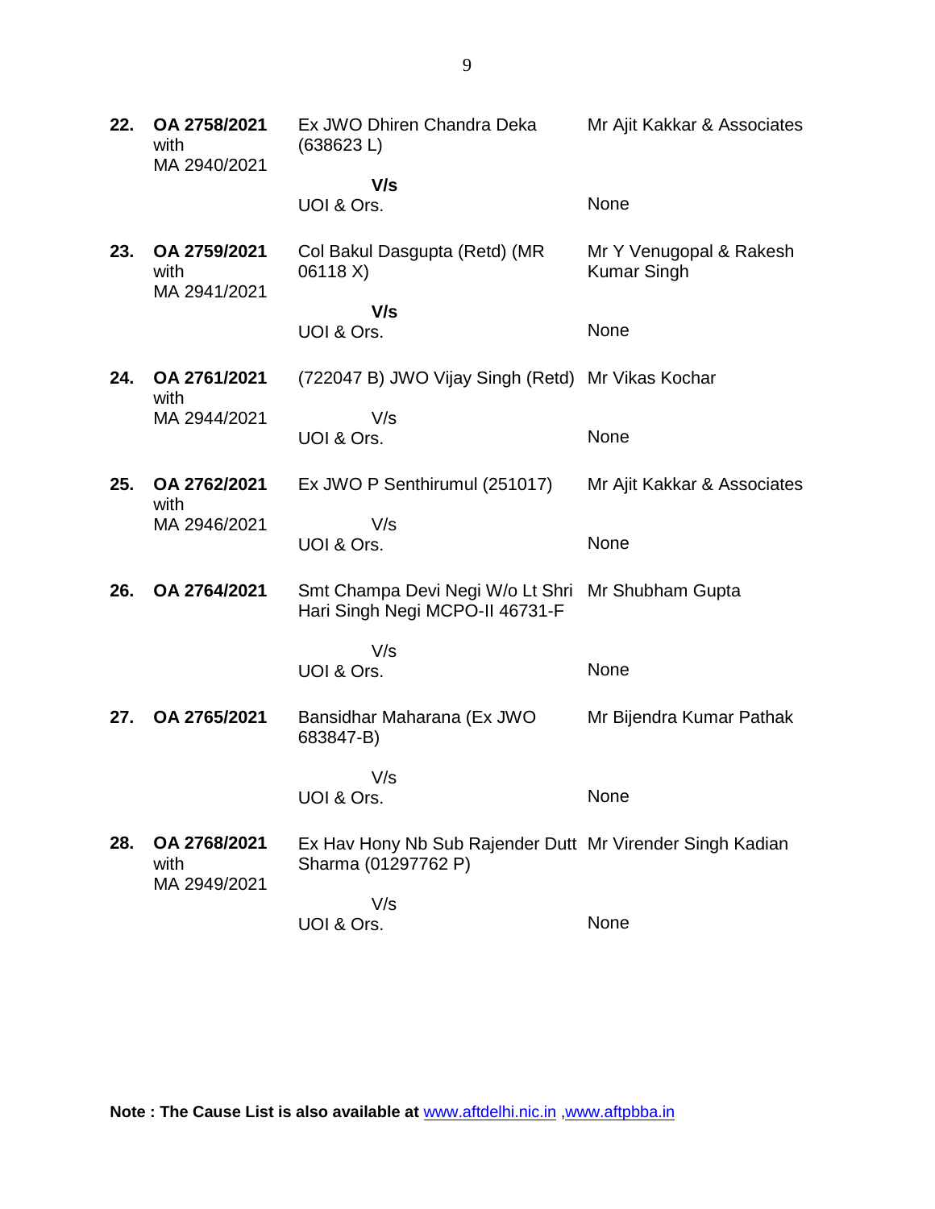| | | | |
|---|---|---|---|
| **22.** | **OA 2758/2021** with MA 2940/2021 | Ex JWO Dhiren Chandra Deka (638623 L) **V/s** UOI & Ors. | Mr Ajit Kakkar & Associates<br><br>None |
| **23.** | **OA 2759/2021** with MA 2941/2021 | Col Bakul Dasgupta (Retd) (MR 06118 X) **V/s** UOI & Ors. | Mr Y Venugopal & Rakesh Kumar Singh<br><br>None |
| **24.** | **OA 2761/2021** with MA 2944/2021 | (722047 B) JWO Vijay Singh (Retd) V/s UOI & Ors. | Mr Vikas Kochar<br><br>None |
| **25.** | **OA 2762/2021** with MA 2946/2021 | Ex JWO P Senthirumul (251017) V/s UOI & Ors. | Mr Ajit Kakkar & Associates<br><br>None |
| **26.** | **OA 2764/2021** | Smt Champa Devi Negi W/o Lt Shri Hari Singh Negi MCPO-II 46731-F V/s UOI & Ors. | Mr Shubham Gupta<br><br>None |
| **27.** | **OA 2765/2021** | Bansidhar Maharana (Ex JWO 683847-B) V/s UOI & Ors. | Mr Bijendra Kumar Pathak<br><br>None |
| **28.** | **OA 2768/2021** with MA 2949/2021 | Ex Hav Hony Nb Sub Rajender Dutt Sharma (01297762 P) V/s UOI & Ors. | Mr Virender Singh Kadian<br><br>None |

**Note : The Cause List is also available at** www.aftdelhi.nic.in ,www.aftpbba.in